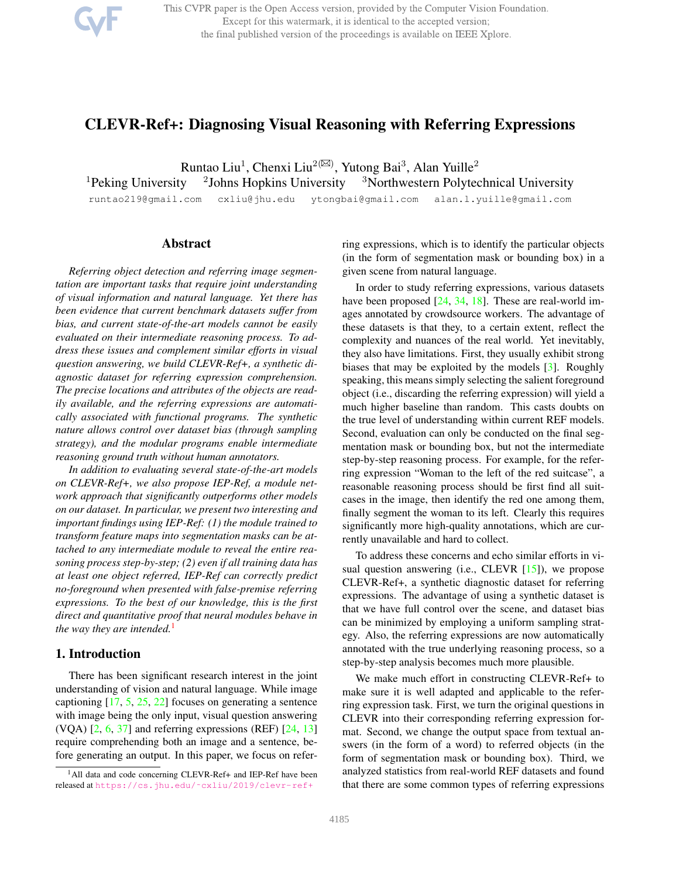# CLEVR-Ref+: Diagnosing Visual Reasoning with Referring Expressions

Runtao Liu[1], Chenxi Liu[2](✉), Yutong Bai[3], Alan Yuille[2]

[1]Peking University [2]Johns Hopkins University [3]Northwestern Polytechnical University

runtao219@gmail.com cxliu@jhu.edu ytongbai@gmail.com alan.l.yuille@gmail.com

## Abstract

*Referring object detection and referring image segmentation are important tasks that require joint understanding of visual information and natural language. Yet there has been evidence that current benchmark datasets suffer from bias, and current state-of-the-art models cannot be easily evaluated on their intermediate reasoning process. To address these issues and complement similar efforts in visual question answering, we build CLEVR-Ref+, a synthetic diagnostic dataset for referring expression comprehension. The precise locations and attributes of the objects are readily available, and the referring expressions are automatically associated with functional programs. The synthetic nature allows control over dataset bias (through sampling strategy), and the modular programs enable intermediate reasoning ground truth without human annotators.*

*In addition to evaluating several state-of-the-art models on CLEVR-Ref+, we also propose IEP-Ref, a module network approach that significantly outperforms other models on our dataset. In particular, we present two interesting and important findings using IEP-Ref: (1) the module trained to transform feature maps into segmentation masks can be attached to any intermediate module to reveal the entire reasoning process step-by-step; (2) even if all training data has at least one object referred, IEP-Ref can correctly predict no-foreground when presented with false-premise referring expressions. To the best of our knowledge, this is the first direct and quantitative proof that neural modules behave in the way they are intended.*[1]

## 1. Introduction

There has been significant research interest in the joint understanding of vision and natural language. While image captioning [17, 5, 25, 22] focuses on generating a sentence with image being the only input, visual question answering (VQA) [2, 6, 37] and referring expressions (REF) [24, 13] require comprehending both an image and a sentence, before generating an output. In this paper, we focus on referring expressions, which is to identify the particular objects (in the form of segmentation mask or bounding box) in a given scene from natural language.

In order to study referring expressions, various datasets have been proposed [24, 34, 18]. These are real-world images annotated by crowdsource workers. The advantage of these datasets is that they, to a certain extent, reflect the complexity and nuances of the real world. Yet inevitably, they also have limitations. First, they usually exhibit strong biases that may be exploited by the models [3]. Roughly speaking, this means simply selecting the salient foreground object (i.e., discarding the referring expression) will yield a much higher baseline than random. This casts doubts on the true level of understanding within current REF models. Second, evaluation can only be conducted on the final segmentation mask or bounding box, but not the intermediate step-by-step reasoning process. For example, for the referring expression "Woman to the left of the red suitcase", a reasonable reasoning process should be first find all suitcases in the image, then identify the red one among them, finally segment the woman to its left. Clearly this requires significantly more high-quality annotations, which are currently unavailable and hard to collect.

To address these concerns and echo similar efforts in visual question answering (i.e., CLEVR [15]), we propose CLEVR-Ref+, a synthetic diagnostic dataset for referring expressions. The advantage of using a synthetic dataset is that we have full control over the scene, and dataset bias can be minimized by employing a uniform sampling strategy. Also, the referring expressions are now automatically annotated with the true underlying reasoning process, so a step-by-step analysis becomes much more plausible.

We make much effort in constructing CLEVR-Ref+ to make sure it is well adapted and applicable to the referring expression task. First, we turn the original questions in CLEVR into their corresponding referring expression format. Second, we change the output space from textual answers (in the form of a word) to referred objects (in the form of segmentation mask or bounding box). Third, we analyzed statistics from real-world REF datasets and found that there are some common types of referring expressions

[1]All data and code concerning CLEVR-Ref+ and IEP-Ref have been released at https://cs.jhu.edu/~cxliu/2019/clevr-ref+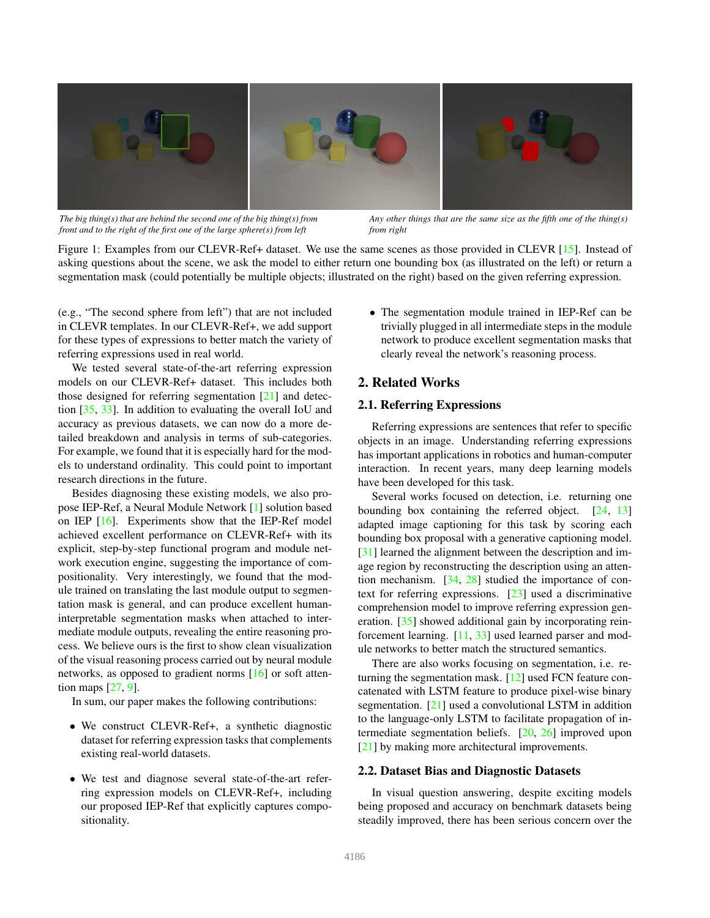*The big thing(s) that are behind the second one of the big thing(s) from front and to the right of the first one of the large sphere(s) from left*

*Any other things that are the same size as the fifth one of the thing(s) from right*

Figure 1: Examples from our CLEVR-Ref+ dataset. We use the same scenes as those provided in CLEVR [15]. Instead of asking questions about the scene, we ask the model to either return one bounding box (as illustrated on the left) or return a segmentation mask (could potentially be multiple objects; illustrated on the right) based on the given referring expression.

(e.g., "The second sphere from left") that are not included in CLEVR templates. In our CLEVR-Ref+, we add support for these types of expressions to better match the variety of referring expressions used in real world.

We tested several state-of-the-art referring expression models on our CLEVR-Ref+ dataset. This includes both those designed for referring segmentation [21] and detection [35, 33]. In addition to evaluating the overall IoU and accuracy as previous datasets, we can now do a more detailed breakdown and analysis in terms of sub-categories. For example, we found that it is especially hard for the models to understand ordinality. This could point to important research directions in the future.

Besides diagnosing these existing models, we also propose IEP-Ref, a Neural Module Network [1] solution based on IEP [16]. Experiments show that the IEP-Ref model achieved excellent performance on CLEVR-Ref+ with its explicit, step-by-step functional program and module network execution engine, suggesting the importance of compositionality. Very interestingly, we found that the module trained on translating the last module output to segmentation mask is general, and can produce excellent human-interpretable segmentation masks when attached to intermediate module outputs, revealing the entire reasoning process. We believe ours is the first to show clean visualization of the visual reasoning process carried out by neural module networks, as opposed to gradient norms [16] or soft attention maps [27, 9].

In sum, our paper makes the following contributions:

- We construct CLEVR-Ref+, a synthetic diagnostic dataset for referring expression tasks that complements existing real-world datasets.
- We test and diagnose several state-of-the-art referring expression models on CLEVR-Ref+, including our proposed IEP-Ref that explicitly captures compositionality.
- The segmentation module trained in IEP-Ref can be trivially plugged in all intermediate steps in the module network to produce excellent segmentation masks that clearly reveal the network's reasoning process.

## 2. Related Works

### 2.1. Referring Expressions

Referring expressions are sentences that refer to specific objects in an image. Understanding referring expressions has important applications in robotics and human-computer interaction. In recent years, many deep learning models have been developed for this task.

Several works focused on detection, i.e. returning one bounding box containing the referred object. [24, 13] adapted image captioning for this task by scoring each bounding box proposal with a generative captioning model. [31] learned the alignment between the description and image region by reconstructing the description using an attention mechanism. [34, 28] studied the importance of context for referring expressions. [23] used a discriminative comprehension model to improve referring expression generation. [35] showed additional gain by incorporating reinforcement learning. [11, 33] used learned parser and module networks to better match the structured semantics.

There are also works focusing on segmentation, i.e. returning the segmentation mask. [12] used FCN feature concatenated with LSTM feature to produce pixel-wise binary segmentation. [21] used a convolutional LSTM in addition to the language-only LSTM to facilitate propagation of intermediate segmentation beliefs. [20, 26] improved upon [21] by making more architectural improvements.

### 2.2. Dataset Bias and Diagnostic Datasets

In visual question answering, despite exciting models being proposed and accuracy on benchmark datasets being steadily improved, there has been serious concern over the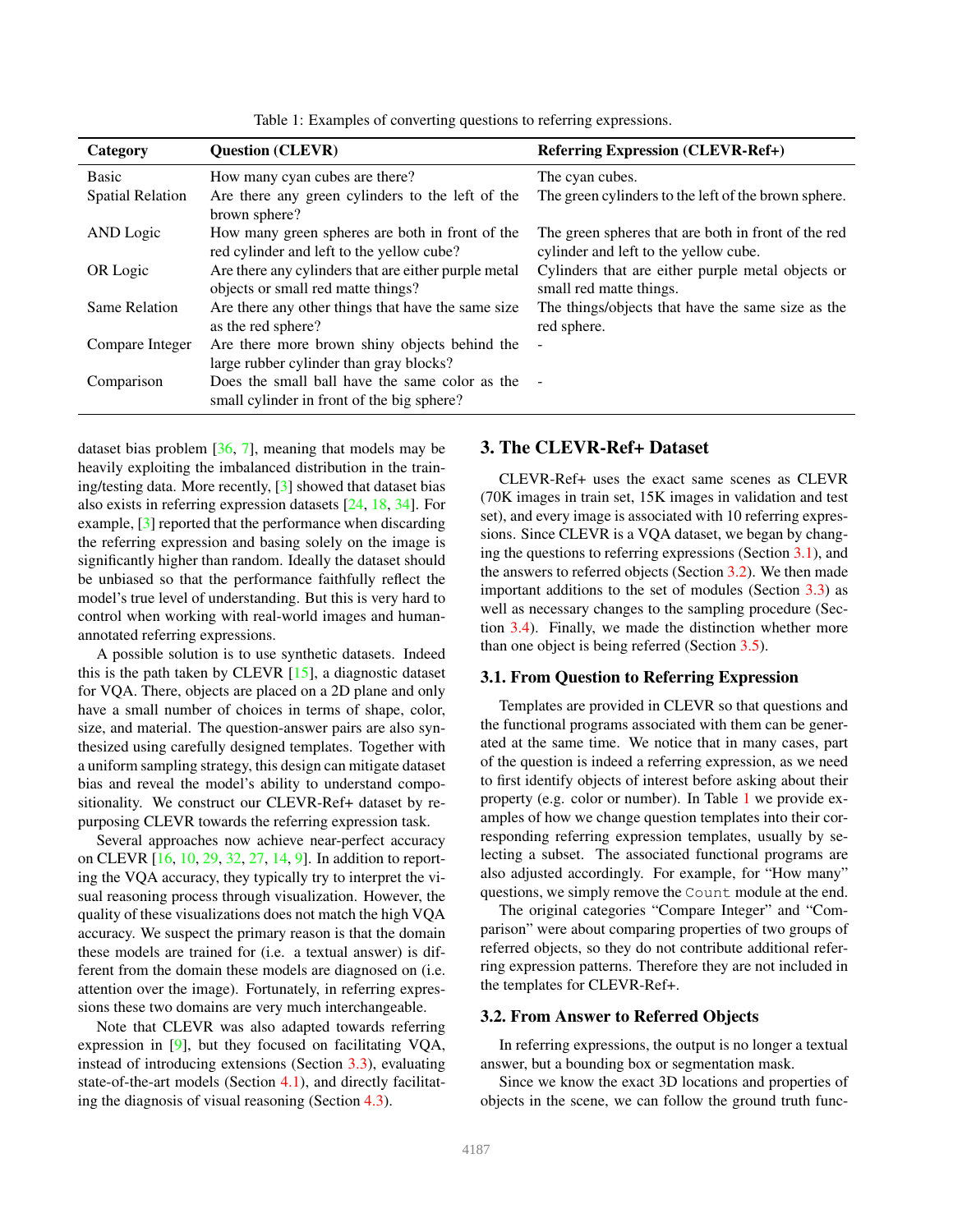Table 1: Examples of converting questions to referring expressions.

| Category | Question (CLEVR) | Referring Expression (CLEVR-Ref+) |
|---|---|---|
| Basic | How many cyan cubes are there? | The cyan cubes. |
| Spatial Relation | Are there any green cylinders to the left of the brown sphere? | The green cylinders to the left of the brown sphere. |
| AND Logic | How many green spheres are both in front of the red cylinder and left to the yellow cube? | The green spheres that are both in front of the red cylinder and left to the yellow cube. |
| OR Logic | Are there any cylinders that are either purple metal objects or small red matte things? | Cylinders that are either purple metal objects or small red matte things. |
| Same Relation | Are there any other things that have the same size as the red sphere? | The things/objects that have the same size as the red sphere. |
| Compare Integer | Are there more brown shiny objects behind the large rubber cylinder than gray blocks? | - |
| Comparison | Does the small ball have the same color as the small cylinder in front of the big sphere? | - |

dataset bias problem [36, 7], meaning that models may be heavily exploiting the imbalanced distribution in the training/testing data. More recently, [3] showed that dataset bias also exists in referring expression datasets [24, 18, 34]. For example, [3] reported that the performance when discarding the referring expression and basing solely on the image is significantly higher than random. Ideally the dataset should be unbiased so that the performance faithfully reflect the model's true level of understanding. But this is very hard to control when working with real-world images and human-annotated referring expressions.

A possible solution is to use synthetic datasets. Indeed this is the path taken by CLEVR [15], a diagnostic dataset for VQA. There, objects are placed on a 2D plane and only have a small number of choices in terms of shape, color, size, and material. The question-answer pairs are also synthesized using carefully designed templates. Together with a uniform sampling strategy, this design can mitigate dataset bias and reveal the model's ability to understand compositionality. We construct our CLEVR-Ref+ dataset by repurposing CLEVR towards the referring expression task.

Several approaches now achieve near-perfect accuracy on CLEVR [16, 10, 29, 32, 27, 14, 9]. In addition to reporting the VQA accuracy, they typically try to interpret the visual reasoning process through visualization. However, the quality of these visualizations does not match the high VQA accuracy. We suspect the primary reason is that the domain these models are trained for (i.e. a textual answer) is different from the domain these models are diagnosed on (i.e. attention over the image). Fortunately, in referring expressions these two domains are very much interchangeable.

Note that CLEVR was also adapted towards referring expression in [9], but they focused on facilitating VQA, instead of introducing extensions (Section 3.3), evaluating state-of-the-art models (Section 4.1), and directly facilitating the diagnosis of visual reasoning (Section 4.3).

## 3. The CLEVR-Ref+ Dataset

CLEVR-Ref+ uses the exact same scenes as CLEVR (70K images in train set, 15K images in validation and test set), and every image is associated with 10 referring expressions. Since CLEVR is a VQA dataset, we began by changing the questions to referring expressions (Section 3.1), and the answers to referred objects (Section 3.2). We then made important additions to the set of modules (Section 3.3) as well as necessary changes to the sampling procedure (Section 3.4). Finally, we made the distinction whether more than one object is being referred (Section 3.5).

### 3.1. From Question to Referring Expression

Templates are provided in CLEVR so that questions and the functional programs associated with them can be generated at the same time. We notice that in many cases, part of the question is indeed a referring expression, as we need to first identify objects of interest before asking about their property (e.g. color or number). In Table 1 we provide examples of how we change question templates into their corresponding referring expression templates, usually by selecting a subset. The associated functional programs are also adjusted accordingly. For example, for "How many" questions, we simply remove the `Count` module at the end.

The original categories "Compare Integer" and "Comparison" were about comparing properties of two groups of referred objects, so they do not contribute additional referring expression patterns. Therefore they are not included in the templates for CLEVR-Ref+.

### 3.2. From Answer to Referred Objects

In referring expressions, the output is no longer a textual answer, but a bounding box or segmentation mask.

Since we know the exact 3D locations and properties of objects in the scene, we can follow the ground truth func-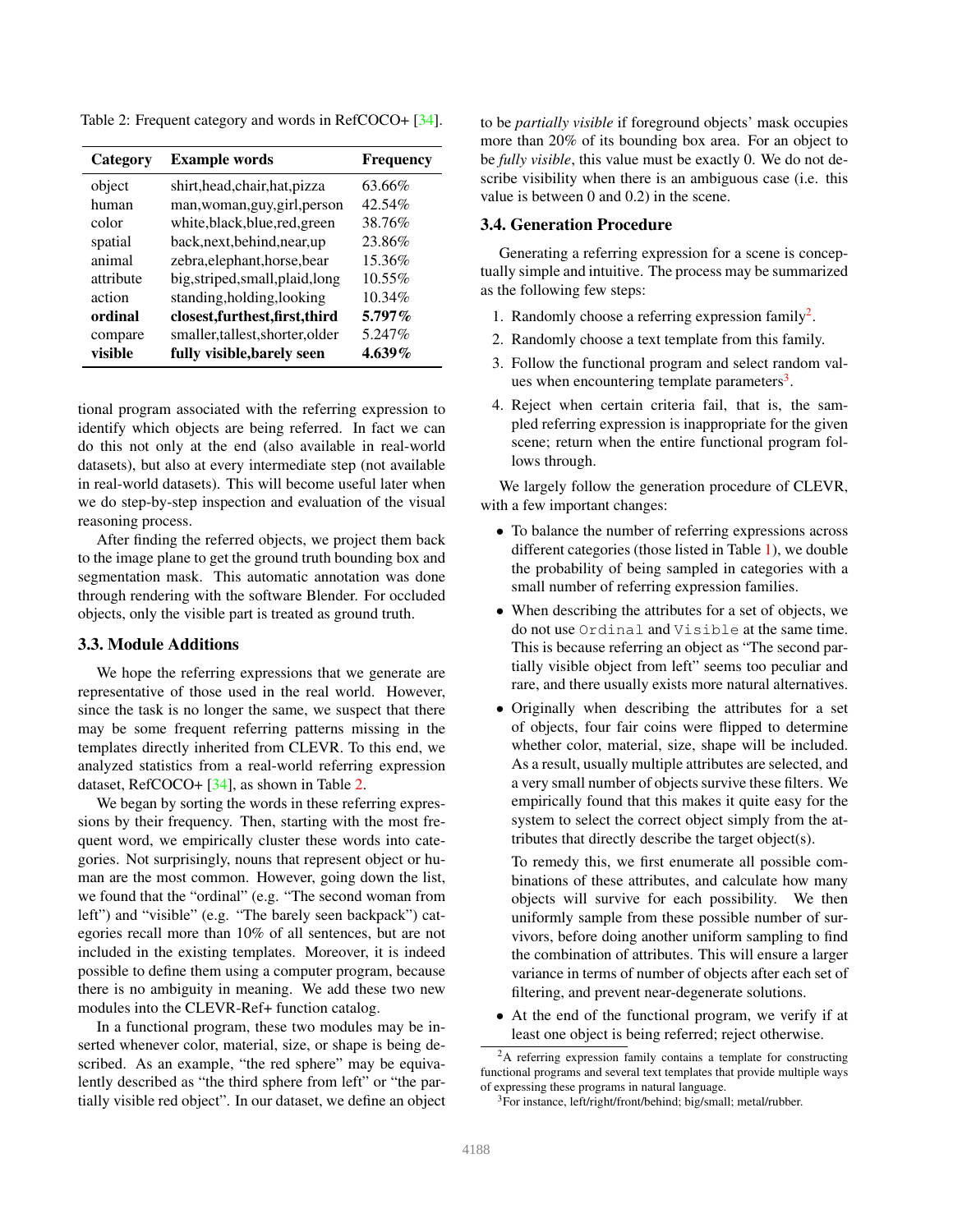Table 2: Frequent category and words in RefCOCO+ [34].

| Category | Example words | Frequency |
|---|---|---|
| object | shirt,head,chair,hat,pizza | 63.66% |
| human | man,woman,guy,girl,person | 42.54% |
| color | white,black,blue,red,green | 38.76% |
| spatial | back,next,behind,near,up | 23.86% |
| animal | zebra,elephant,horse,bear | 15.36% |
| attribute | big,striped,small,plaid,long | 10.55% |
| action | standing,holding,looking | 10.34% |
| **ordinal** | **closest,furthest,first,third** | **5.797%** |
| compare | smaller,tallest,shorter,older | 5.247% |
| **visible** | **fully visible,barely seen** | **4.639%** |

tional program associated with the referring expression to identify which objects are being referred. In fact we can do this not only at the end (also available in real-world datasets), but also at every intermediate step (not available in real-world datasets). This will become useful later when we do step-by-step inspection and evaluation of the visual reasoning process.

After finding the referred objects, we project them back to the image plane to get the ground truth bounding box and segmentation mask. This automatic annotation was done through rendering with the software Blender. For occluded objects, only the visible part is treated as ground truth.

### 3.3. Module Additions

We hope the referring expressions that we generate are representative of those used in the real world. However, since the task is no longer the same, we suspect that there may be some frequent referring patterns missing in the templates directly inherited from CLEVR. To this end, we analyzed statistics from a real-world referring expression dataset, RefCOCO+ [34], as shown in Table 2.

We began by sorting the words in these referring expressions by their frequency. Then, starting with the most frequent word, we empirically cluster these words into categories. Not surprisingly, nouns that represent object or human are the most common. However, going down the list, we found that the "ordinal" (e.g. "The second woman from left") and "visible" (e.g. "The barely seen backpack") categories recall more than 10% of all sentences, but are not included in the existing templates. Moreover, it is indeed possible to define them using a computer program, because there is no ambiguity in meaning. We add these two new modules into the CLEVR-Ref+ function catalog.

In a functional program, these two modules may be inserted whenever color, material, size, or shape is being described. As an example, "the red sphere" may be equivalently described as "the third sphere from left" or "the partially visible red object". In our dataset, we define an object to be *partially visible* if foreground objects' mask occupies more than 20% of its bounding box area. For an object to be *fully visible*, this value must be exactly 0. We do not describe visibility when there is an ambiguous case (i.e. this value is between 0 and 0.2) in the scene.

### 3.4. Generation Procedure

Generating a referring expression for a scene is conceptually simple and intuitive. The process may be summarized as the following few steps:

1. Randomly choose a referring expression family[2].
2. Randomly choose a text template from this family.
3. Follow the functional program and select random values when encountering template parameters[3].
4. Reject when certain criteria fail, that is, the sampled referring expression is inappropriate for the given scene; return when the entire functional program follows through.

We largely follow the generation procedure of CLEVR, with a few important changes:

- To balance the number of referring expressions across different categories (those listed in Table 1), we double the probability of being sampled in categories with a small number of referring expression families.
- When describing the attributes for a set of objects, we do not use `Ordinal` and `Visible` at the same time. This is because referring an object as "The second partially visible object from left" seems too peculiar and rare, and there usually exists more natural alternatives.
- Originally when describing the attributes for a set of objects, four fair coins were flipped to determine whether color, material, size, shape will be included. As a result, usually multiple attributes are selected, and a very small number of objects survive these filters. We empirically found that this makes it quite easy for the system to select the correct object simply from the attributes that directly describe the target object(s).

  To remedy this, we first enumerate all possible combinations of these attributes, and calculate how many objects will survive for each possibility. We then uniformly sample from these possible number of survivors, before doing another uniform sampling to find the combination of attributes. This will ensure a larger variance in terms of number of objects after each set of filtering, and prevent near-degenerate solutions.
- At the end of the functional program, we verify if at least one object is being referred; reject otherwise.

[2] A referring expression family contains a template for constructing functional programs and several text templates that provide multiple ways of expressing these programs in natural language.

[3] For instance, left/right/front/behind; big/small; metal/rubber.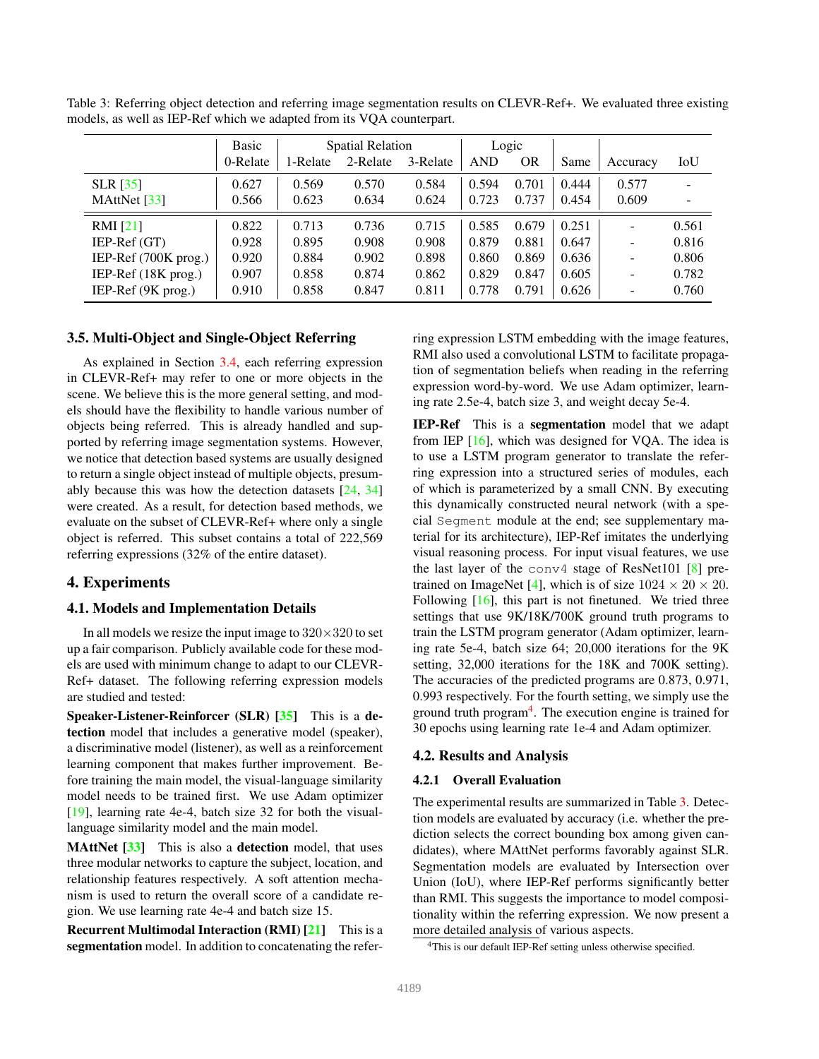Table 3: Referring object detection and referring image segmentation results on CLEVR-Ref+. We evaluated three existing models, as well as IEP-Ref which we adapted from its VQA counterpart.

| | Basic | Spatial Relation | | | Logic | | | | |
|---|---|---|---|---|---|---|---|---|---|
| | 0-Relate | 1-Relate | 2-Relate | 3-Relate | AND | OR | Same | Accuracy | IoU |
| SLR [35] | 0.627 | 0.569 | 0.570 | 0.584 | 0.594 | 0.701 | 0.444 | 0.577 | - |
| MAttNet [33] | 0.566 | 0.623 | 0.634 | 0.624 | 0.723 | 0.737 | 0.454 | 0.609 | - |
| RMI [21] | 0.822 | 0.713 | 0.736 | 0.715 | 0.585 | 0.679 | 0.251 | - | 0.561 |
| IEP-Ref (GT) | 0.928 | 0.895 | 0.908 | 0.908 | 0.879 | 0.881 | 0.647 | - | 0.816 |
| IEP-Ref (700K prog.) | 0.920 | 0.884 | 0.902 | 0.898 | 0.860 | 0.869 | 0.636 | - | 0.806 |
| IEP-Ref (18K prog.) | 0.907 | 0.858 | 0.874 | 0.862 | 0.829 | 0.847 | 0.605 | - | 0.782 |
| IEP-Ref (9K prog.) | 0.910 | 0.858 | 0.847 | 0.811 | 0.778 | 0.791 | 0.626 | - | 0.760 |

### 3.5. Multi-Object and Single-Object Referring

As explained in Section 3.4, each referring expression in CLEVR-Ref+ may refer to one or more objects in the scene. We believe this is the more general setting, and models should have the flexibility to handle various number of objects being referred. This is already handled and supported by referring image segmentation systems. However, we notice that detection based systems are usually designed to return a single object instead of multiple objects, presumably because this was how the detection datasets [24, 34] were created. As a result, for detection based methods, we evaluate on the subset of CLEVR-Ref+ where only a single object is referred. This subset contains a total of 222,569 referring expressions (32% of the entire dataset).

## 4. Experiments

### 4.1. Models and Implementation Details

In all models we resize the input image to $320 \times 320$ to set up a fair comparison. Publicly available code for these models are used with minimum change to adapt to our CLEVR-Ref+ dataset. The following referring expression models are studied and tested:

**Speaker-Listener-Reinforcer (SLR) [35]** This is a **detection** model that includes a generative model (speaker), a discriminative model (listener), as well as a reinforcement learning component that makes further improvement. Before training the main model, the visual-language similarity model needs to be trained first. We use Adam optimizer [19], learning rate 4e-4, batch size 32 for both the visual-language similarity model and the main model.

**MAttNet [33]** This is also a **detection** model, that uses three modular networks to capture the subject, location, and relationship features respectively. A soft attention mechanism is used to return the overall score of a candidate region. We use learning rate 4e-4 and batch size 15.

**Recurrent Multimodal Interaction (RMI) [21]** This is a **segmentation** model. In addition to concatenating the referring expression LSTM embedding with the image features, RMI also used a convolutional LSTM to facilitate propagation of segmentation beliefs when reading in the referring expression word-by-word. We use Adam optimizer, learning rate 2.5e-4, batch size 3, and weight decay 5e-4.

**IEP-Ref** This is a **segmentation** model that we adapt from IEP [16], which was designed for VQA. The idea is to use a LSTM program generator to translate the referring expression into a structured series of modules, each of which is parameterized by a small CNN. By executing this dynamically constructed neural network (with a special `Segment` module at the end; see supplementary material for its architecture), IEP-Ref imitates the underlying visual reasoning process. For input visual features, we use the last layer of the `conv4` stage of ResNet101 [8] pretrained on ImageNet [4], which is of size $1024 \times 20 \times 20$. Following [16], this part is not finetuned. We tried three settings that use 9K/18K/700K ground truth programs to train the LSTM program generator (Adam optimizer, learning rate 5e-4, batch size 64; 20,000 iterations for the 9K setting, 32,000 iterations for the 18K and 700K setting). The accuracies of the predicted programs are 0.873, 0.971, 0.993 respectively. For the fourth setting, we simply use the ground truth program[4]. The execution engine is trained for 30 epochs using learning rate 1e-4 and Adam optimizer.

### 4.2. Results and Analysis

#### 4.2.1 Overall Evaluation

The experimental results are summarized in Table 3. Detection models are evaluated by accuracy (i.e. whether the prediction selects the correct bounding box among given candidates), where MAttNet performs favorably against SLR. Segmentation models are evaluated by Intersection over Union (IoU), where IEP-Ref performs significantly better than RMI. This suggests the importance to model compositionality within the referring expression. We now present a more detailed analysis of various aspects.

[4] This is our default IEP-Ref setting unless otherwise specified.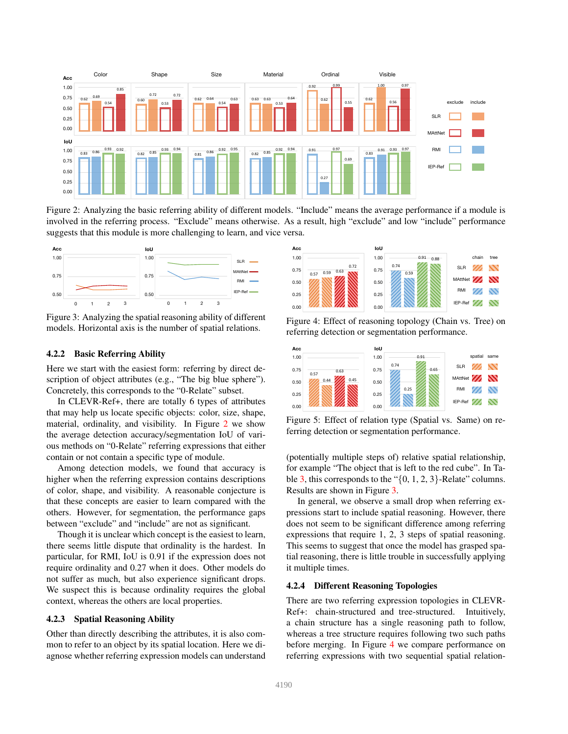Acc

Color, Shape, Size, Material, Ordinal, Visible

1.00
0.75
0.50
0.25
0.00

0.62 0.69 0.54 0.85
0.60 0.72 0.53 0.72
0.62 0.64 0.54 0.63
0.63 0.63 0.53 0.64
0.92 0.62 0.99 0.55
0.62 1.00 0.56 0.97

IoU

1.00
0.75
0.50
0.25
0.00

0.83 0.86 0.93 0.92
0.82 0.85 0.93 0.94
0.81 0.86 0.92 0.95
0.82 0.85 0.92 0.94
0.91 0.27 0.97 0.69
0.83 0.91 0.93 0.97

exclude include

SLR
MAttNet
RMI
IEP-Ref

Figure 2: Analyzing the basic referring ability of different models. "Include" means the average performance if a module is involved in the referring process. "Exclude" means otherwise. As a result, high "exclude" and low "include" performance suggests that this module is more challenging to learn, and vice versa.

Acc

1.00
0.75
0.50

0 1 2 3

IoU

1.00
0.75
0.50

0 1 2 3

SLR
MAttNet
RMI
IEP-Ref

Figure 3: Analyzing the spatial reasoning ability of different models. Horizontal axis is the number of spatial relations.

Acc

1.00
0.75
0.50
0.25
0.00

0.57 0.59 0.63 0.72

IoU

1.00
0.75
0.50
0.25
0.00

0.74 0.59 0.91 0.88

chain tree

SLR
MAttNet
RMI
IEP-Ref

Figure 4: Effect of reasoning topology (Chain vs. Tree) on referring detection or segmentation performance.

Acc

1.00
0.75
0.50
0.25
0.00

0.57 0.44 0.63 0.45

IoU

1.00
0.75
0.50
0.25
0.00

0.74 0.25 0.91 0.65

spatial same

SLR
MAttNet
RMI
IEP-Ref

Figure 5: Effect of relation type (Spatial vs. Same) on referring detection or segmentation performance.

### 4.2.2 Basic Referring Ability

Here we start with the easiest form: referring by direct description of object attributes (e.g., "The big blue sphere"). Concretely, this corresponds to the "0-Relate" subset.

In CLEVR-Ref+, there are totally 6 types of attributes that may help us locate specific objects: color, size, shape, material, ordinality, and visibility. In Figure 2 we show the average detection accuracy/segmentation IoU of various methods on "0-Relate" referring expressions that either contain or not contain a specific type of module.

Among detection models, we found that accuracy is higher when the referring expression contains descriptions of color, shape, and visibility. A reasonable conjecture is that these concepts are easier to learn compared with the others. However, for segmentation, the performance gaps between "exclude" and "include" are not as significant.

Though it is unclear which concept is the easiest to learn, there seems little dispute that ordinality is the hardest. In particular, for RMI, IoU is 0.91 if the expression does not require ordinality and 0.27 when it does. Other models do not suffer as much, but also experience significant drops. We suspect this is because ordinality requires the global context, whereas the others are local properties.

### 4.2.3 Spatial Reasoning Ability

Other than directly describing the attributes, it is also common to refer to an object by its spatial location. Here we diagnose whether referring expression models can understand (potentially multiple steps of) relative spatial relationship, for example "The object that is left to the red cube". In Table 3, this corresponds to the "{0, 1, 2, 3}-Relate" columns. Results are shown in Figure 3.

In general, we observe a small drop when referring expressions start to include spatial reasoning. However, there does not seem to be significant difference among referring expressions that require 1, 2, 3 steps of spatial reasoning. This seems to suggest that once the model has grasped spatial reasoning, there is little trouble in successfully applying it multiple times.

### 4.2.4 Different Reasoning Topologies

There are two referring expression topologies in CLEVR-Ref+: chain-structured and tree-structured. Intuitively, a chain structure has a single reasoning path to follow, whereas a tree structure requires following two such paths before merging. In Figure 4 we compare performance on referring expressions with two sequential spatial relation-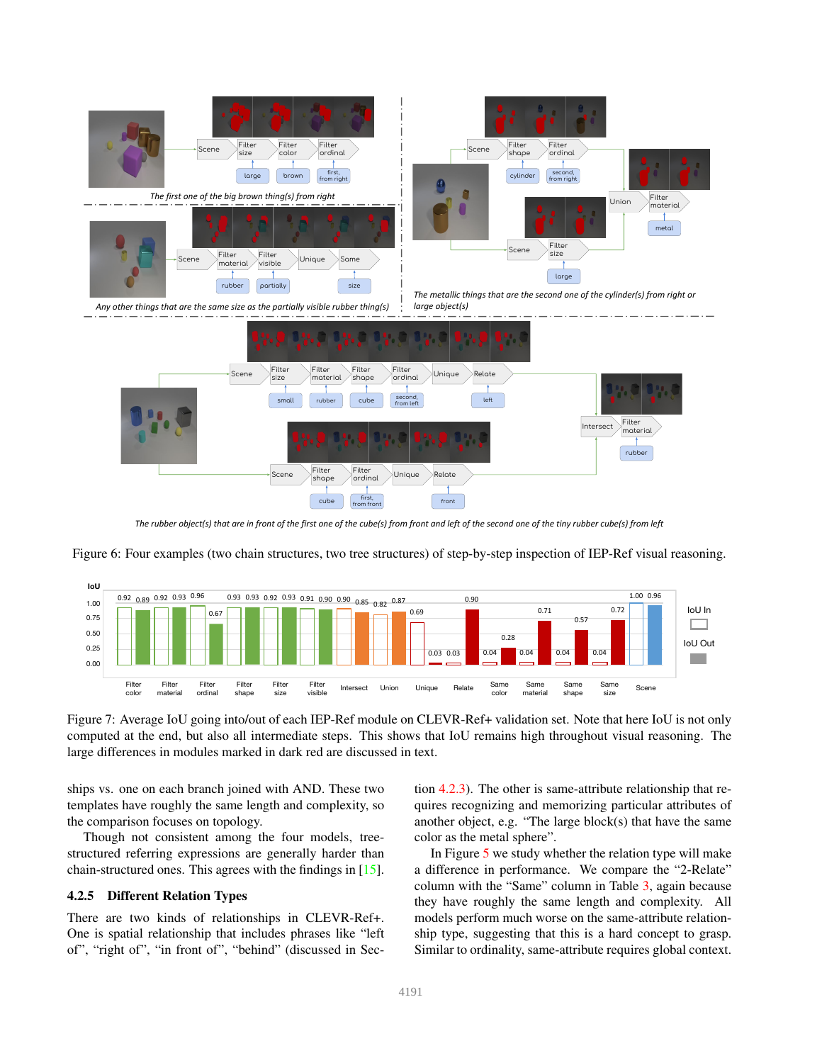Figure 6: Four examples (two chain structures, two tree structures) of step-by-step inspection of IEP-Ref visual reasoning.

Figure 7: Average IoU going into/out of each IEP-Ref module on CLEVR-Ref+ validation set. Note that here IoU is not only computed at the end, but also all intermediate steps. This shows that IoU remains high throughout visual reasoning. The large differences in modules marked in dark red are discussed in text.

ships vs. one on each branch joined with AND. These two templates have roughly the same length and complexity, so the comparison focuses on topology.

Though not consistent among the four models, tree-structured referring expressions are generally harder than chain-structured ones. This agrees with the findings in [15].

### 4.2.5 Different Relation Types

There are two kinds of relationships in CLEVR-Ref+. One is spatial relationship that includes phrases like "left of", "right of", "in front of", "behind" (discussed in Section 4.2.3). The other is same-attribute relationship that requires recognizing and memorizing particular attributes of another object, e.g. "The large block(s) that have the same color as the metal sphere".

In Figure 5 we study whether the relation type will make a difference in performance. We compare the "2-Relate" column with the "Same" column in Table 3, again because they have roughly the same length and complexity. All models perform much worse on the same-attribute relationship type, suggesting that this is a hard concept to grasp. Similar to ordinality, same-attribute requires global context.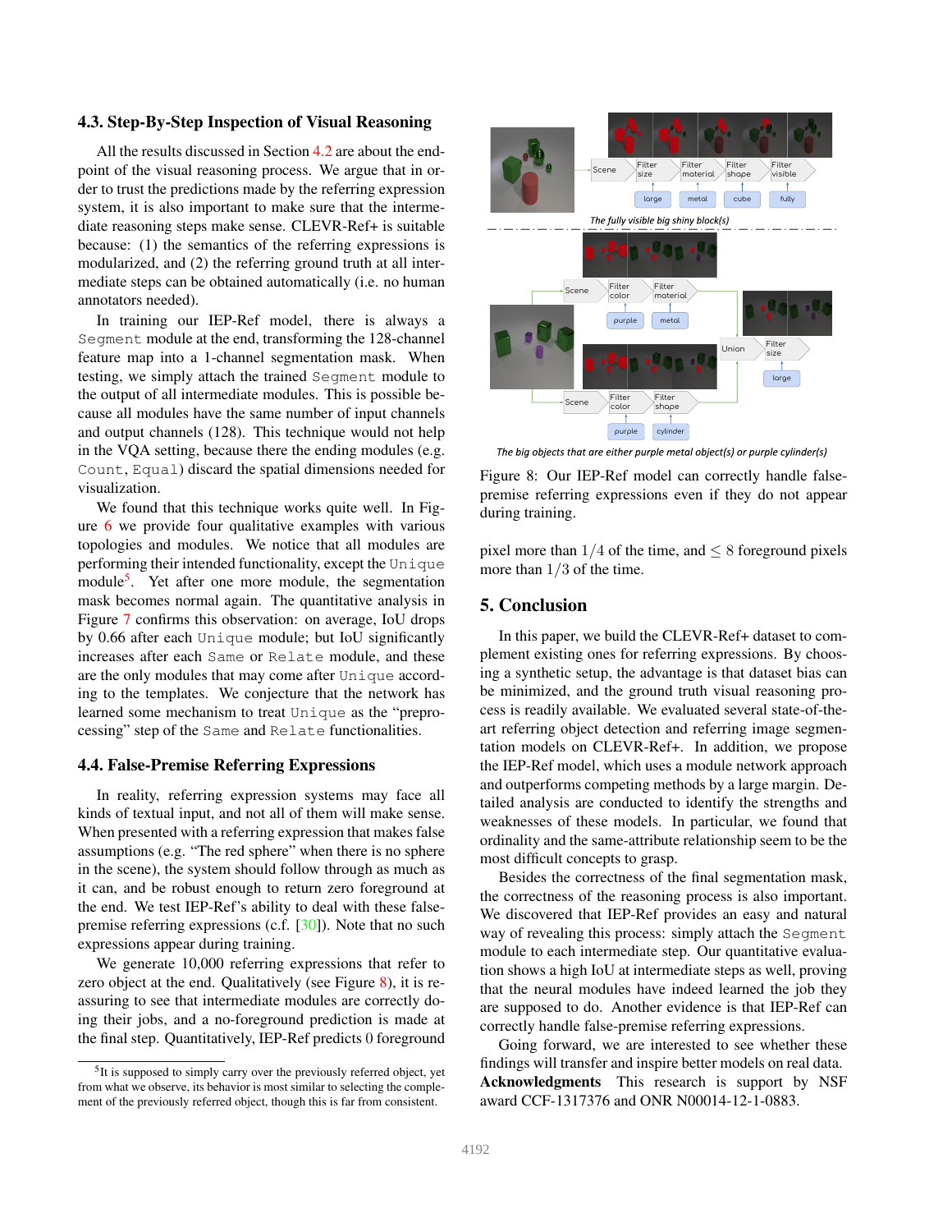### 4.3. Step-By-Step Inspection of Visual Reasoning

All the results discussed in Section 4.2 are about the end-point of the visual reasoning process. We argue that in order to trust the predictions made by the referring expression system, it is also important to make sure that the intermediate reasoning steps make sense. CLEVR-Ref+ is suitable because: (1) the semantics of the referring expressions is modularized, and (2) the referring ground truth at all intermediate steps can be obtained automatically (i.e. no human annotators needed).

In training our IEP-Ref model, there is always a `Segment` module at the end, transforming the 128-channel feature map into a 1-channel segmentation mask. When testing, we simply attach the trained `Segment` module to the output of all intermediate modules. This is possible because all modules have the same number of input channels and output channels (128). This technique would not help in the VQA setting, because there the ending modules (e.g. `Count`, `Equal`) discard the spatial dimensions needed for visualization.

We found that this technique works quite well. In Figure 6 we provide four qualitative examples with various topologies and modules. We notice that all modules are performing their intended functionality, except the `Unique` module[5]. Yet after one more module, the segmentation mask becomes normal again. The quantitative analysis in Figure 7 confirms this observation: on average, IoU drops by 0.66 after each `Unique` module; but IoU significantly increases after each `Same` or `Relate` module, and these are the only modules that may come after `Unique` according to the templates. We conjecture that the network has learned some mechanism to treat `Unique` as the "preprocessing" step of the `Same` and `Relate` functionalities.

### 4.4. False-Premise Referring Expressions

In reality, referring expression systems may face all kinds of textual input, and not all of them will make sense. When presented with a referring expression that makes false assumptions (e.g. "The red sphere" when there is no sphere in the scene), the system should follow through as much as it can, and be robust enough to return zero foreground at the end. We test IEP-Ref's ability to deal with these false-premise referring expressions (c.f. [30]). Note that no such expressions appear during training.

We generate 10,000 referring expressions that refer to zero object at the end. Qualitatively (see Figure 8), it is reassuring to see that intermediate modules are correctly doing their jobs, and a no-foreground prediction is made at the final step. Quantitatively, IEP-Ref predicts 0 foreground pixel more than $1/4$ of the time, and $\leq 8$ foreground pixels more than $1/3$ of the time.

[5] It is supposed to simply carry over the previously referred object, yet from what we observe, its behavior is most similar to selecting the complement of the previously referred object, though this is far from consistent.

Scene
Filter size
Filter material
Filter shape
Filter visible
large
metal
cube
fully
*The fully visible big shiny block(s)*

Scene
Filter color
Filter material
purple
metal
Union
Filter size
large
Scene
Filter color
Filter shape
purple
cylinder
*The big objects that are either purple metal object(s) or purple cylinder(s)*

Figure 8: Our IEP-Ref model can correctly handle false-premise referring expressions even if they do not appear during training.

## 5. Conclusion

In this paper, we build the CLEVR-Ref+ dataset to complement existing ones for referring expressions. By choosing a synthetic setup, the advantage is that dataset bias can be minimized, and the ground truth visual reasoning process is readily available. We evaluated several state-of-the-art referring object detection and referring image segmentation models on CLEVR-Ref+. In addition, we propose the IEP-Ref model, which uses a module network approach and outperforms competing methods by a large margin. Detailed analysis are conducted to identify the strengths and weaknesses of these models. In particular, we found that ordinality and the same-attribute relationship seem to be the most difficult concepts to grasp.

Besides the correctness of the final segmentation mask, the correctness of the reasoning process is also important. We discovered that IEP-Ref provides an easy and natural way of revealing this process: simply attach the `Segment` module to each intermediate step. Our quantitative evaluation shows a high IoU at intermediate steps as well, proving that the neural modules have indeed learned the job they are supposed to do. Another evidence is that IEP-Ref can correctly handle false-premise referring expressions.

Going forward, we are interested to see whether these findings will transfer and inspire better models on real data.

**Acknowledgments** This research is support by NSF award CCF-1317376 and ONR N00014-12-1-0883.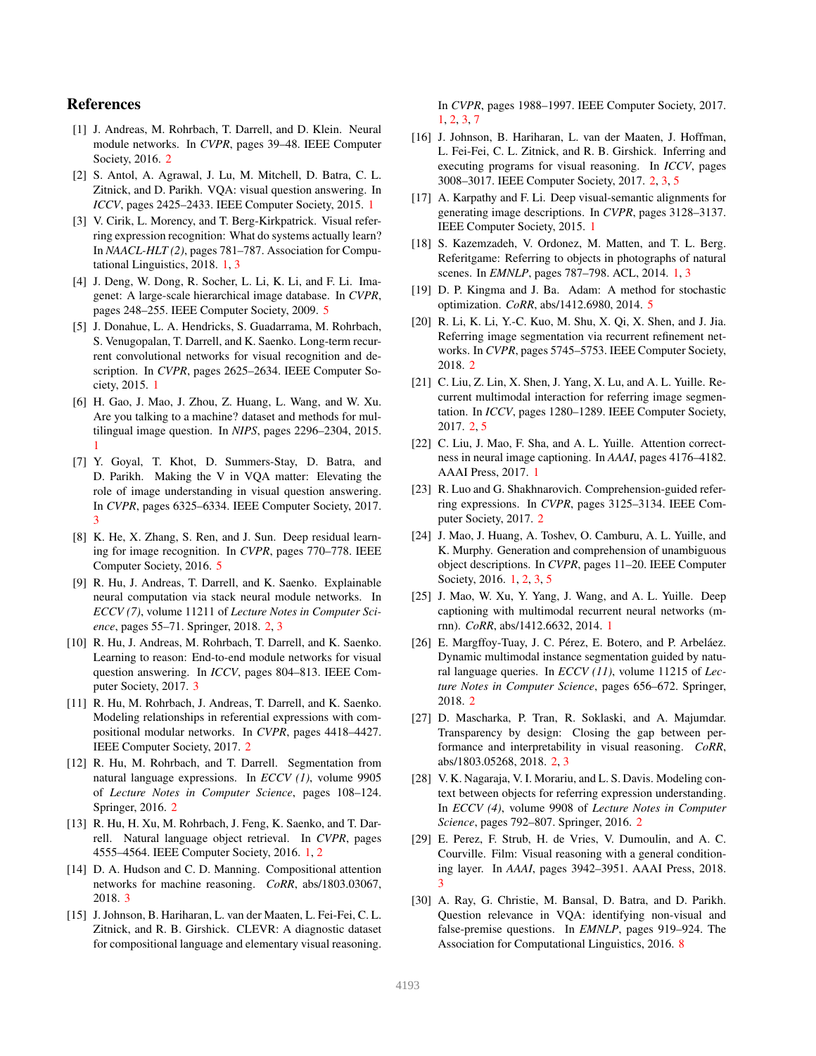## References

[1] J. Andreas, M. Rohrbach, T. Darrell, and D. Klein. Neural module networks. In *CVPR*, pages 39–48. IEEE Computer Society, 2016. 2

[2] S. Antol, A. Agrawal, J. Lu, M. Mitchell, D. Batra, C. L. Zitnick, and D. Parikh. VQA: visual question answering. In *ICCV*, pages 2425–2433. IEEE Computer Society, 2015. 1

[3] V. Cirik, L. Morency, and T. Berg-Kirkpatrick. Visual referring expression recognition: What do systems actually learn? In *NAACL-HLT (2)*, pages 781–787. Association for Computational Linguistics, 2018. 1, 3

[4] J. Deng, W. Dong, R. Socher, L. Li, K. Li, and F. Li. Imagenet: A large-scale hierarchical image database. In *CVPR*, pages 248–255. IEEE Computer Society, 2009. 5

[5] J. Donahue, L. A. Hendricks, S. Guadarrama, M. Rohrbach, S. Venugopalan, T. Darrell, and K. Saenko. Long-term recurrent convolutional networks for visual recognition and description. In *CVPR*, pages 2625–2634. IEEE Computer Society, 2015. 1

[6] H. Gao, J. Mao, J. Zhou, Z. Huang, L. Wang, and W. Xu. Are you talking to a machine? dataset and methods for multilingual image question. In *NIPS*, pages 2296–2304, 2015. 1

[7] Y. Goyal, T. Khot, D. Summers-Stay, D. Batra, and D. Parikh. Making the V in VQA matter: Elevating the role of image understanding in visual question answering. In *CVPR*, pages 6325–6334. IEEE Computer Society, 2017. 3

[8] K. He, X. Zhang, S. Ren, and J. Sun. Deep residual learning for image recognition. In *CVPR*, pages 770–778. IEEE Computer Society, 2016. 5

[9] R. Hu, J. Andreas, T. Darrell, and K. Saenko. Explainable neural computation via stack neural module networks. In *ECCV (7)*, volume 11211 of *Lecture Notes in Computer Science*, pages 55–71. Springer, 2018. 2, 3

[10] R. Hu, J. Andreas, M. Rohrbach, T. Darrell, and K. Saenko. Learning to reason: End-to-end module networks for visual question answering. In *ICCV*, pages 804–813. IEEE Computer Society, 2017. 3

[11] R. Hu, M. Rohrbach, J. Andreas, T. Darrell, and K. Saenko. Modeling relationships in referential expressions with compositional modular networks. In *CVPR*, pages 4418–4427. IEEE Computer Society, 2017. 2

[12] R. Hu, M. Rohrbach, and T. Darrell. Segmentation from natural language expressions. In *ECCV (1)*, volume 9905 of *Lecture Notes in Computer Science*, pages 108–124. Springer, 2016. 2

[13] R. Hu, H. Xu, M. Rohrbach, J. Feng, K. Saenko, and T. Darrell. Natural language object retrieval. In *CVPR*, pages 4555–4564. IEEE Computer Society, 2016. 1, 2

[14] D. A. Hudson and C. D. Manning. Compositional attention networks for machine reasoning. *CoRR*, abs/1803.03067, 2018. 3

[15] J. Johnson, B. Hariharan, L. van der Maaten, L. Fei-Fei, C. L. Zitnick, and R. B. Girshick. CLEVR: A diagnostic dataset for compositional language and elementary visual reasoning. In *CVPR*, pages 1988–1997. IEEE Computer Society, 2017. 1, 2, 3, 7

[16] J. Johnson, B. Hariharan, L. van der Maaten, J. Hoffman, L. Fei-Fei, C. L. Zitnick, and R. B. Girshick. Inferring and executing programs for visual reasoning. In *ICCV*, pages 3008–3017. IEEE Computer Society, 2017. 2, 3, 5

[17] A. Karpathy and F. Li. Deep visual-semantic alignments for generating image descriptions. In *CVPR*, pages 3128–3137. IEEE Computer Society, 2015. 1

[18] S. Kazemzadeh, V. Ordonez, M. Matten, and T. L. Berg. Referitgame: Referring to objects in photographs of natural scenes. In *EMNLP*, pages 787–798. ACL, 2014. 1, 3

[19] D. P. Kingma and J. Ba. Adam: A method for stochastic optimization. *CoRR*, abs/1412.6980, 2014. 5

[20] R. Li, K. Li, Y.-C. Kuo, M. Shu, X. Qi, X. Shen, and J. Jia. Referring image segmentation via recurrent refinement networks. In *CVPR*, pages 5745–5753. IEEE Computer Society, 2018. 2

[21] C. Liu, Z. Lin, X. Shen, J. Yang, X. Lu, and A. L. Yuille. Recurrent multimodal interaction for referring image segmentation. In *ICCV*, pages 1280–1289. IEEE Computer Society, 2017. 2, 5

[22] C. Liu, J. Mao, F. Sha, and A. L. Yuille. Attention correctness in neural image captioning. In *AAAI*, pages 4176–4182. AAAI Press, 2017. 1

[23] R. Luo and G. Shakhnarovich. Comprehension-guided referring expressions. In *CVPR*, pages 3125–3134. IEEE Computer Society, 2017. 2

[24] J. Mao, J. Huang, A. Toshev, O. Camburu, A. L. Yuille, and K. Murphy. Generation and comprehension of unambiguous object descriptions. In *CVPR*, pages 11–20. IEEE Computer Society, 2016. 1, 2, 3, 5

[25] J. Mao, W. Xu, Y. Yang, J. Wang, and A. L. Yuille. Deep captioning with multimodal recurrent neural networks (m-rnn). *CoRR*, abs/1412.6632, 2014. 1

[26] E. Margffoy-Tuay, J. C. Pérez, E. Botero, and P. Arbeláez. Dynamic multimodal instance segmentation guided by natural language queries. In *ECCV (11)*, volume 11215 of *Lecture Notes in Computer Science*, pages 656–672. Springer, 2018. 2

[27] D. Mascharka, P. Tran, R. Soklaski, and A. Majumdar. Transparency by design: Closing the gap between performance and interpretability in visual reasoning. *CoRR*, abs/1803.05268, 2018. 2, 3

[28] V. K. Nagaraja, V. I. Morariu, and L. S. Davis. Modeling context between objects for referring expression understanding. In *ECCV (4)*, volume 9908 of *Lecture Notes in Computer Science*, pages 792–807. Springer, 2016. 2

[29] E. Perez, F. Strub, H. de Vries, V. Dumoulin, and A. C. Courville. Film: Visual reasoning with a general conditioning layer. In *AAAI*, pages 3942–3951. AAAI Press, 2018. 3

[30] A. Ray, G. Christie, M. Bansal, D. Batra, and D. Parikh. Question relevance in VQA: identifying non-visual and false-premise questions. In *EMNLP*, pages 919–924. The Association for Computational Linguistics, 2016. 8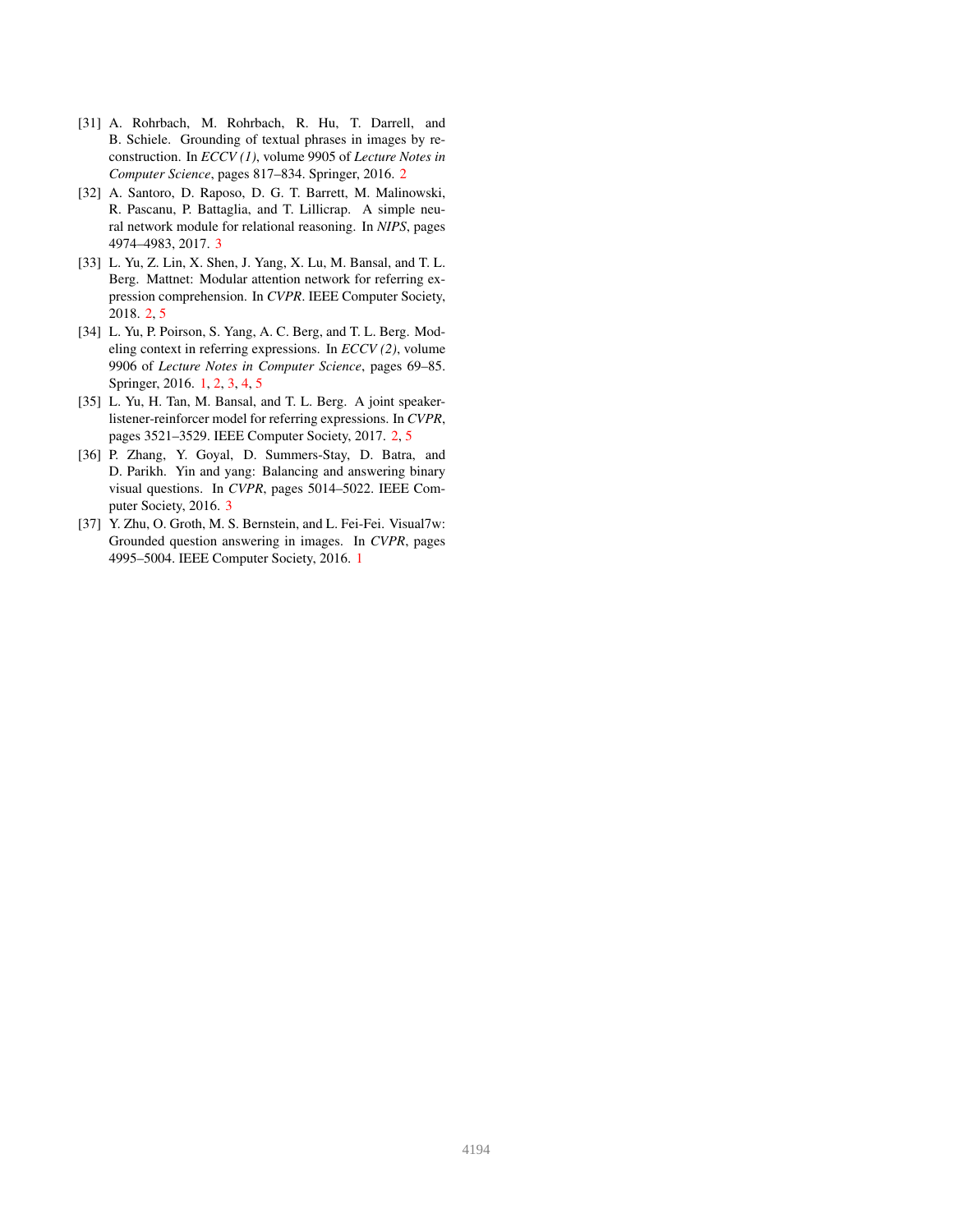[31] A. Rohrbach, M. Rohrbach, R. Hu, T. Darrell, and B. Schiele. Grounding of textual phrases in images by reconstruction. In *ECCV (1)*, volume 9905 of *Lecture Notes in Computer Science*, pages 817–834. Springer, 2016. 2

[32] A. Santoro, D. Raposo, D. G. T. Barrett, M. Malinowski, R. Pascanu, P. Battaglia, and T. Lillicrap. A simple neural network module for relational reasoning. In *NIPS*, pages 4974–4983, 2017. 3

[33] L. Yu, Z. Lin, X. Shen, J. Yang, X. Lu, M. Bansal, and T. L. Berg. Mattnet: Modular attention network for referring expression comprehension. In *CVPR*. IEEE Computer Society, 2018. 2, 5

[34] L. Yu, P. Poirson, S. Yang, A. C. Berg, and T. L. Berg. Modeling context in referring expressions. In *ECCV (2)*, volume 9906 of *Lecture Notes in Computer Science*, pages 69–85. Springer, 2016. 1, 2, 3, 4, 5

[35] L. Yu, H. Tan, M. Bansal, and T. L. Berg. A joint speaker-listener-reinforcer model for referring expressions. In *CVPR*, pages 3521–3529. IEEE Computer Society, 2017. 2, 5

[36] P. Zhang, Y. Goyal, D. Summers-Stay, D. Batra, and D. Parikh. Yin and yang: Balancing and answering binary visual questions. In *CVPR*, pages 5014–5022. IEEE Computer Society, 2016. 3

[37] Y. Zhu, O. Groth, M. S. Bernstein, and L. Fei-Fei. Visual7w: Grounded question answering in images. In *CVPR*, pages 4995–5004. IEEE Computer Society, 2016. 1